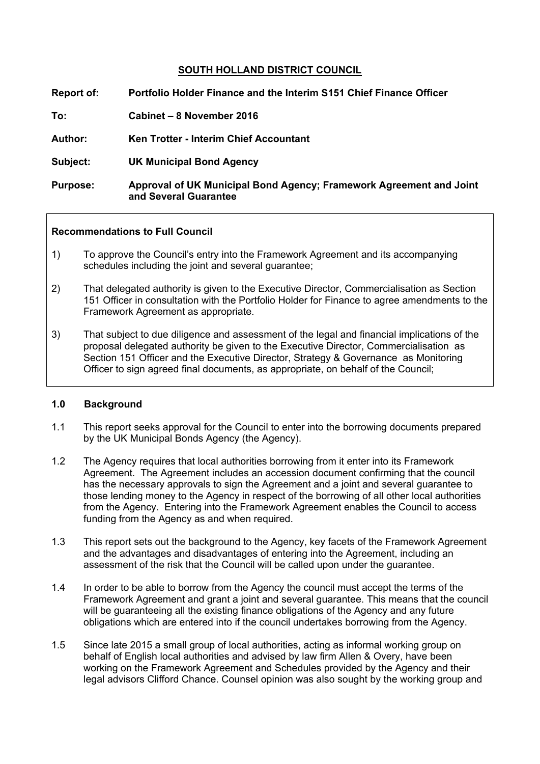# SOUTH HOLLAND DISTRICT COUNCIL

**Report of:** **Portfolio Holder Finance and the Interim S151 Chief Finance Officer**

**To:** **Cabinet – 8 November 2016**

**Author:** **Ken Trotter - Interim Chief Accountant**

**Subject:** **UK Municipal Bond Agency**

**Purpose:** **Approval of UK Municipal Bond Agency; Framework Agreement and Joint and Several Guarantee**

**Recommendations to Full Council**

1) To approve the Council's entry into the Framework Agreement and its accompanying schedules including the joint and several guarantee;

2) That delegated authority is given to the Executive Director, Commercialisation as Section 151 Officer in consultation with the Portfolio Holder for Finance to agree amendments to the Framework Agreement as appropriate.

3) That subject to due diligence and assessment of the legal and financial implications of the proposal delegated authority be given to the Executive Director, Commercialisation as Section 151 Officer and the Executive Director, Strategy & Governance as Monitoring Officer to sign agreed final documents, as appropriate, on behalf of the Council;

## 1.0 Background

1.1 This report seeks approval for the Council to enter into the borrowing documents prepared by the UK Municipal Bonds Agency (the Agency).

1.2 The Agency requires that local authorities borrowing from it enter into its Framework Agreement. The Agreement includes an accession document confirming that the council has the necessary approvals to sign the Agreement and a joint and several guarantee to those lending money to the Agency in respect of the borrowing of all other local authorities from the Agency. Entering into the Framework Agreement enables the Council to access funding from the Agency as and when required.

1.3 This report sets out the background to the Agency, key facets of the Framework Agreement and the advantages and disadvantages of entering into the Agreement, including an assessment of the risk that the Council will be called upon under the guarantee.

1.4 In order to be able to borrow from the Agency the council must accept the terms of the Framework Agreement and grant a joint and several guarantee. This means that the council will be guaranteeing all the existing finance obligations of the Agency and any future obligations which are entered into if the council undertakes borrowing from the Agency.

1.5 Since late 2015 a small group of local authorities, acting as informal working group on behalf of English local authorities and advised by law firm Allen & Overy, have been working on the Framework Agreement and Schedules provided by the Agency and their legal advisors Clifford Chance. Counsel opinion was also sought by the working group and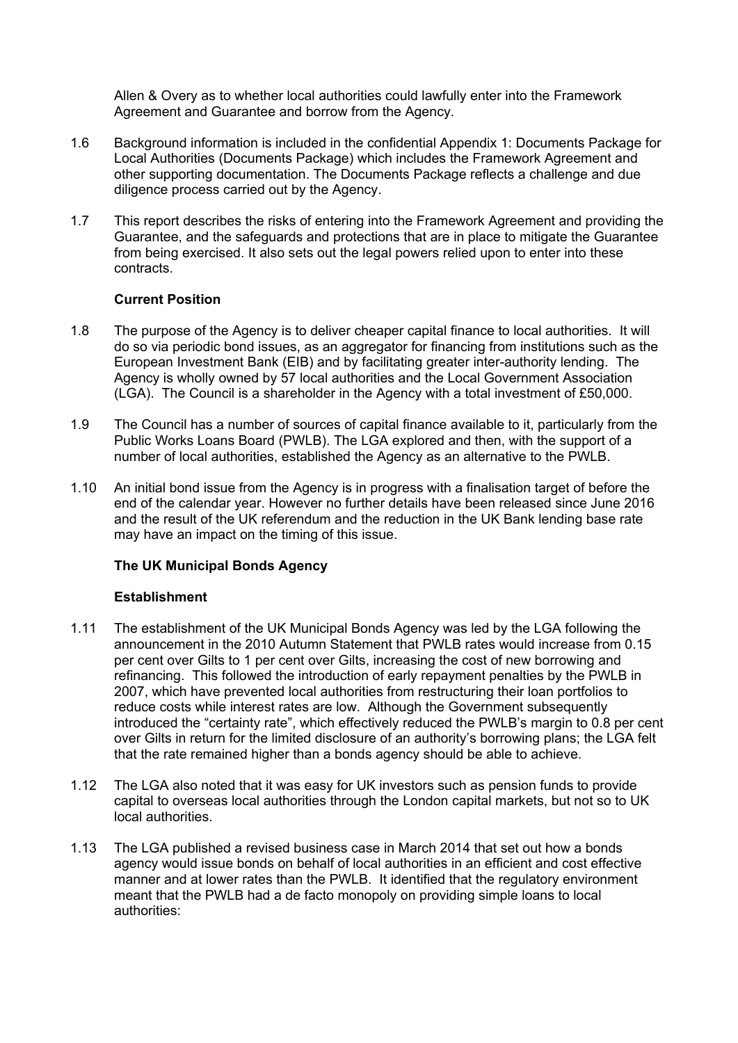Allen & Overy as to whether local authorities could lawfully enter into the Framework Agreement and Guarantee and borrow from the Agency.

1.6 Background information is included in the confidential Appendix 1: Documents Package for Local Authorities (Documents Package) which includes the Framework Agreement and other supporting documentation. The Documents Package reflects a challenge and due diligence process carried out by the Agency.

1.7 This report describes the risks of entering into the Framework Agreement and providing the Guarantee, and the safeguards and protections that are in place to mitigate the Guarantee from being exercised. It also sets out the legal powers relied upon to enter into these contracts.

**Current Position**

1.8 The purpose of the Agency is to deliver cheaper capital finance to local authorities. It will do so via periodic bond issues, as an aggregator for financing from institutions such as the European Investment Bank (EIB) and by facilitating greater inter-authority lending. The Agency is wholly owned by 57 local authorities and the Local Government Association (LGA). The Council is a shareholder in the Agency with a total investment of £50,000.

1.9 The Council has a number of sources of capital finance available to it, particularly from the Public Works Loans Board (PWLB). The LGA explored and then, with the support of a number of local authorities, established the Agency as an alternative to the PWLB.

1.10 An initial bond issue from the Agency is in progress with a finalisation target of before the end of the calendar year. However no further details have been released since June 2016 and the result of the UK referendum and the reduction in the UK Bank lending base rate may have an impact on the timing of this issue.

**The UK Municipal Bonds Agency**

**Establishment**

1.11 The establishment of the UK Municipal Bonds Agency was led by the LGA following the announcement in the 2010 Autumn Statement that PWLB rates would increase from 0.15 per cent over Gilts to 1 per cent over Gilts, increasing the cost of new borrowing and refinancing. This followed the introduction of early repayment penalties by the PWLB in 2007, which have prevented local authorities from restructuring their loan portfolios to reduce costs while interest rates are low. Although the Government subsequently introduced the "certainty rate", which effectively reduced the PWLB's margin to 0.8 per cent over Gilts in return for the limited disclosure of an authority's borrowing plans; the LGA felt that the rate remained higher than a bonds agency should be able to achieve.

1.12 The LGA also noted that it was easy for UK investors such as pension funds to provide capital to overseas local authorities through the London capital markets, but not so to UK local authorities.

1.13 The LGA published a revised business case in March 2014 that set out how a bonds agency would issue bonds on behalf of local authorities in an efficient and cost effective manner and at lower rates than the PWLB. It identified that the regulatory environment meant that the PWLB had a de facto monopoly on providing simple loans to local authorities: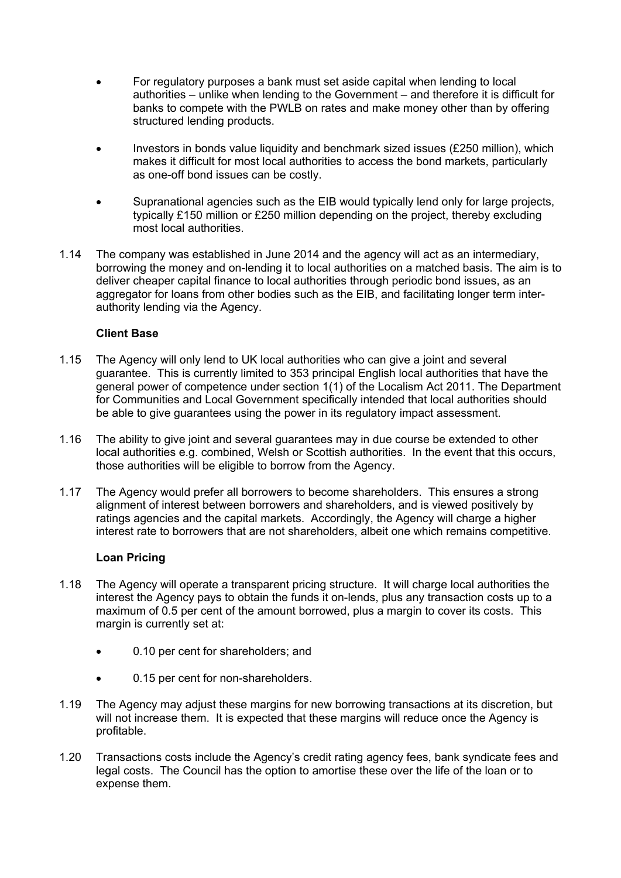- For regulatory purposes a bank must set aside capital when lending to local authorities – unlike when lending to the Government – and therefore it is difficult for banks to compete with the PWLB on rates and make money other than by offering structured lending products.

- Investors in bonds value liquidity and benchmark sized issues (£250 million), which makes it difficult for most local authorities to access the bond markets, particularly as one-off bond issues can be costly.

- Supranational agencies such as the EIB would typically lend only for large projects, typically £150 million or £250 million depending on the project, thereby excluding most local authorities.

1.14 The company was established in June 2014 and the agency will act as an intermediary, borrowing the money and on-lending it to local authorities on a matched basis. The aim is to deliver cheaper capital finance to local authorities through periodic bond issues, as an aggregator for loans from other bodies such as the EIB, and facilitating longer term inter-authority lending via the Agency.

**Client Base**

1.15 The Agency will only lend to UK local authorities who can give a joint and several guarantee. This is currently limited to 353 principal English local authorities that have the general power of competence under section 1(1) of the Localism Act 2011. The Department for Communities and Local Government specifically intended that local authorities should be able to give guarantees using the power in its regulatory impact assessment.

1.16 The ability to give joint and several guarantees may in due course be extended to other local authorities e.g. combined, Welsh or Scottish authorities. In the event that this occurs, those authorities will be eligible to borrow from the Agency.

1.17 The Agency would prefer all borrowers to become shareholders. This ensures a strong alignment of interest between borrowers and shareholders, and is viewed positively by ratings agencies and the capital markets. Accordingly, the Agency will charge a higher interest rate to borrowers that are not shareholders, albeit one which remains competitive.

**Loan Pricing**

1.18 The Agency will operate a transparent pricing structure. It will charge local authorities the interest the Agency pays to obtain the funds it on-lends, plus any transaction costs up to a maximum of 0.5 per cent of the amount borrowed, plus a margin to cover its costs. This margin is currently set at:

- 0.10 per cent for shareholders; and

- 0.15 per cent for non-shareholders.

1.19 The Agency may adjust these margins for new borrowing transactions at its discretion, but will not increase them. It is expected that these margins will reduce once the Agency is profitable.

1.20 Transactions costs include the Agency's credit rating agency fees, bank syndicate fees and legal costs. The Council has the option to amortise these over the life of the loan or to expense them.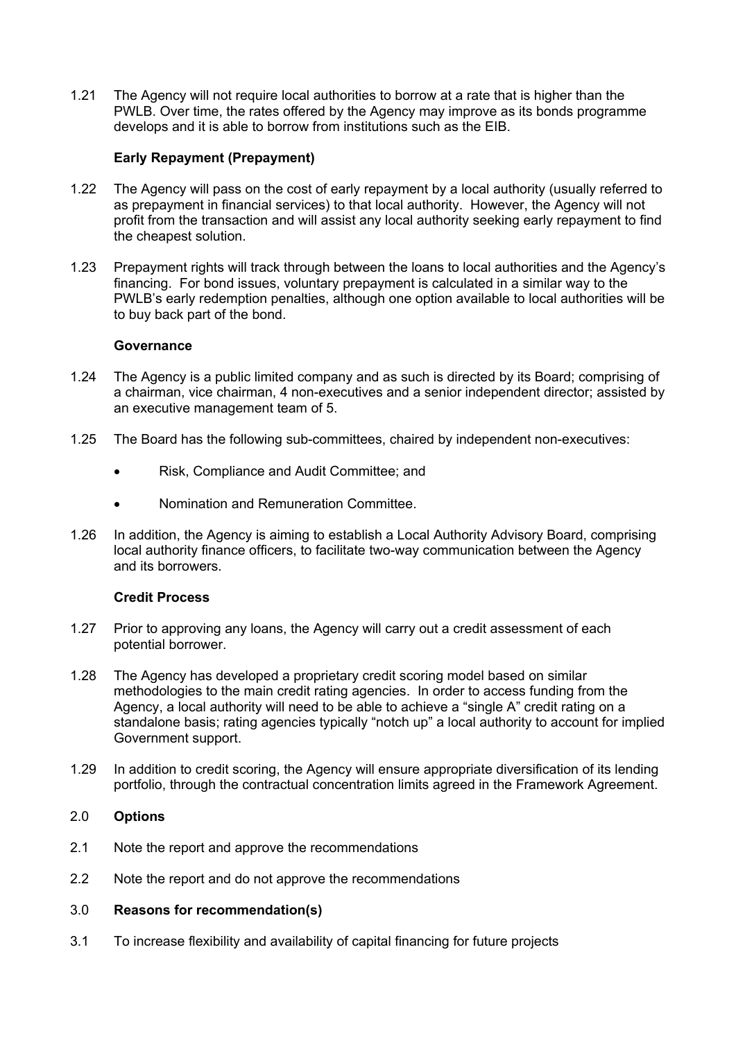1.21 The Agency will not require local authorities to borrow at a rate that is higher than the PWLB. Over time, the rates offered by the Agency may improve as its bonds programme develops and it is able to borrow from institutions such as the EIB.

**Early Repayment (Prepayment)**

1.22 The Agency will pass on the cost of early repayment by a local authority (usually referred to as prepayment in financial services) to that local authority. However, the Agency will not profit from the transaction and will assist any local authority seeking early repayment to find the cheapest solution.

1.23 Prepayment rights will track through between the loans to local authorities and the Agency's financing. For bond issues, voluntary prepayment is calculated in a similar way to the PWLB's early redemption penalties, although one option available to local authorities will be to buy back part of the bond.

**Governance**

1.24 The Agency is a public limited company and as such is directed by its Board; comprising of a chairman, vice chairman, 4 non-executives and a senior independent director; assisted by an executive management team of 5.

1.25 The Board has the following sub-committees, chaired by independent non-executives:

- Risk, Compliance and Audit Committee; and
- Nomination and Remuneration Committee.

1.26 In addition, the Agency is aiming to establish a Local Authority Advisory Board, comprising local authority finance officers, to facilitate two-way communication between the Agency and its borrowers.

**Credit Process**

1.27 Prior to approving any loans, the Agency will carry out a credit assessment of each potential borrower.

1.28 The Agency has developed a proprietary credit scoring model based on similar methodologies to the main credit rating agencies. In order to access funding from the Agency, a local authority will need to be able to achieve a "single A" credit rating on a standalone basis; rating agencies typically "notch up" a local authority to account for implied Government support.

1.29 In addition to credit scoring, the Agency will ensure appropriate diversification of its lending portfolio, through the contractual concentration limits agreed in the Framework Agreement.

## 2.0 Options

2.1 Note the report and approve the recommendations

2.2 Note the report and do not approve the recommendations

## 3.0 Reasons for recommendation(s)

3.1 To increase flexibility and availability of capital financing for future projects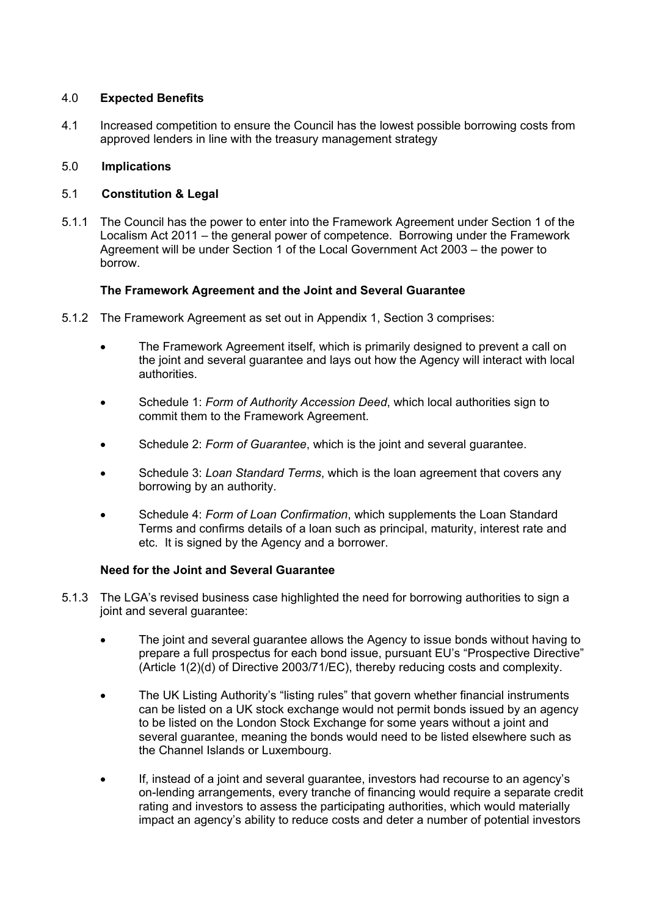## 4.0 **Expected Benefits**

4.1 Increased competition to ensure the Council has the lowest possible borrowing costs from approved lenders in line with the treasury management strategy

## 5.0 **Implications**

### 5.1 **Constitution & Legal**

5.1.1 The Council has the power to enter into the Framework Agreement under Section 1 of the Localism Act 2011 – the general power of competence. Borrowing under the Framework Agreement will be under Section 1 of the Local Government Act 2003 – the power to borrow.

**The Framework Agreement and the Joint and Several Guarantee**

5.1.2 The Framework Agreement as set out in Appendix 1, Section 3 comprises:

- The Framework Agreement itself, which is primarily designed to prevent a call on the joint and several guarantee and lays out how the Agency will interact with local authorities.
- Schedule 1: *Form of Authority Accession Deed*, which local authorities sign to commit them to the Framework Agreement.
- Schedule 2: *Form of Guarantee*, which is the joint and several guarantee.
- Schedule 3: *Loan Standard Terms*, which is the loan agreement that covers any borrowing by an authority.
- Schedule 4: *Form of Loan Confirmation*, which supplements the Loan Standard Terms and confirms details of a loan such as principal, maturity, interest rate and etc. It is signed by the Agency and a borrower.

**Need for the Joint and Several Guarantee**

5.1.3 The LGA's revised business case highlighted the need for borrowing authorities to sign a joint and several guarantee:

- The joint and several guarantee allows the Agency to issue bonds without having to prepare a full prospectus for each bond issue, pursuant EU's "Prospective Directive" (Article 1(2)(d) of Directive 2003/71/EC), thereby reducing costs and complexity.
- The UK Listing Authority's "listing rules" that govern whether financial instruments can be listed on a UK stock exchange would not permit bonds issued by an agency to be listed on the London Stock Exchange for some years without a joint and several guarantee, meaning the bonds would need to be listed elsewhere such as the Channel Islands or Luxembourg.
- If, instead of a joint and several guarantee, investors had recourse to an agency's on-lending arrangements, every tranche of financing would require a separate credit rating and investors to assess the participating authorities, which would materially impact an agency's ability to reduce costs and deter a number of potential investors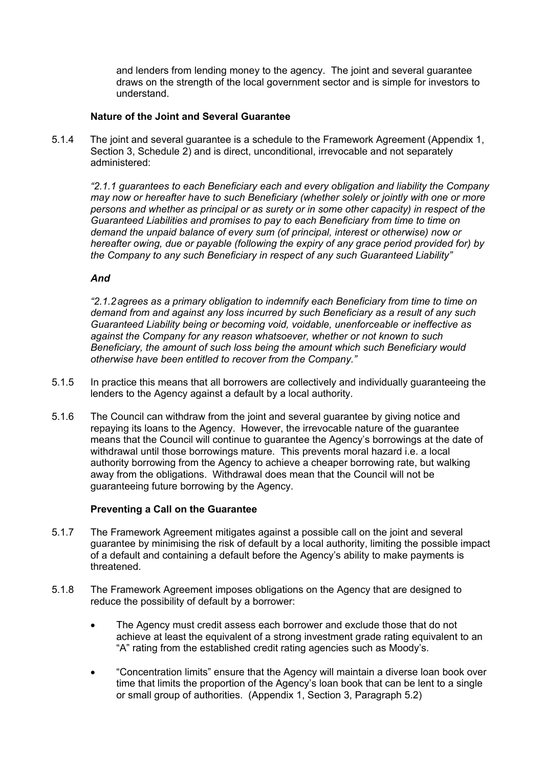and lenders from lending money to the agency. The joint and several guarantee draws on the strength of the local government sector and is simple for investors to understand.

**Nature of the Joint and Several Guarantee**

5.1.4 The joint and several guarantee is a schedule to the Framework Agreement (Appendix 1, Section 3, Schedule 2) and is direct, unconditional, irrevocable and not separately administered:

*"2.1.1 guarantees to each Beneficiary each and every obligation and liability the Company may now or hereafter have to such Beneficiary (whether solely or jointly with one or more persons and whether as principal or as surety or in some other capacity) in respect of the Guaranteed Liabilities and promises to pay to each Beneficiary from time to time on demand the unpaid balance of every sum (of principal, interest or otherwise) now or hereafter owing, due or payable (following the expiry of any grace period provided for) by the Company to any such Beneficiary in respect of any such Guaranteed Liability"*

***And***

*"2.1.2 agrees as a primary obligation to indemnify each Beneficiary from time to time on demand from and against any loss incurred by such Beneficiary as a result of any such Guaranteed Liability being or becoming void, voidable, unenforceable or ineffective as against the Company for any reason whatsoever, whether or not known to such Beneficiary, the amount of such loss being the amount which such Beneficiary would otherwise have been entitled to recover from the Company."*

5.1.5 In practice this means that all borrowers are collectively and individually guaranteeing the lenders to the Agency against a default by a local authority.

5.1.6 The Council can withdraw from the joint and several guarantee by giving notice and repaying its loans to the Agency. However, the irrevocable nature of the guarantee means that the Council will continue to guarantee the Agency's borrowings at the date of withdrawal until those borrowings mature. This prevents moral hazard i.e. a local authority borrowing from the Agency to achieve a cheaper borrowing rate, but walking away from the obligations. Withdrawal does mean that the Council will not be guaranteeing future borrowing by the Agency.

**Preventing a Call on the Guarantee**

5.1.7 The Framework Agreement mitigates against a possible call on the joint and several guarantee by minimising the risk of default by a local authority, limiting the possible impact of a default and containing a default before the Agency's ability to make payments is threatened.

5.1.8 The Framework Agreement imposes obligations on the Agency that are designed to reduce the possibility of default by a borrower:

- The Agency must credit assess each borrower and exclude those that do not achieve at least the equivalent of a strong investment grade rating equivalent to an "A" rating from the established credit rating agencies such as Moody's.

- "Concentration limits" ensure that the Agency will maintain a diverse loan book over time that limits the proportion of the Agency's loan book that can be lent to a single or small group of authorities. (Appendix 1, Section 3, Paragraph 5.2)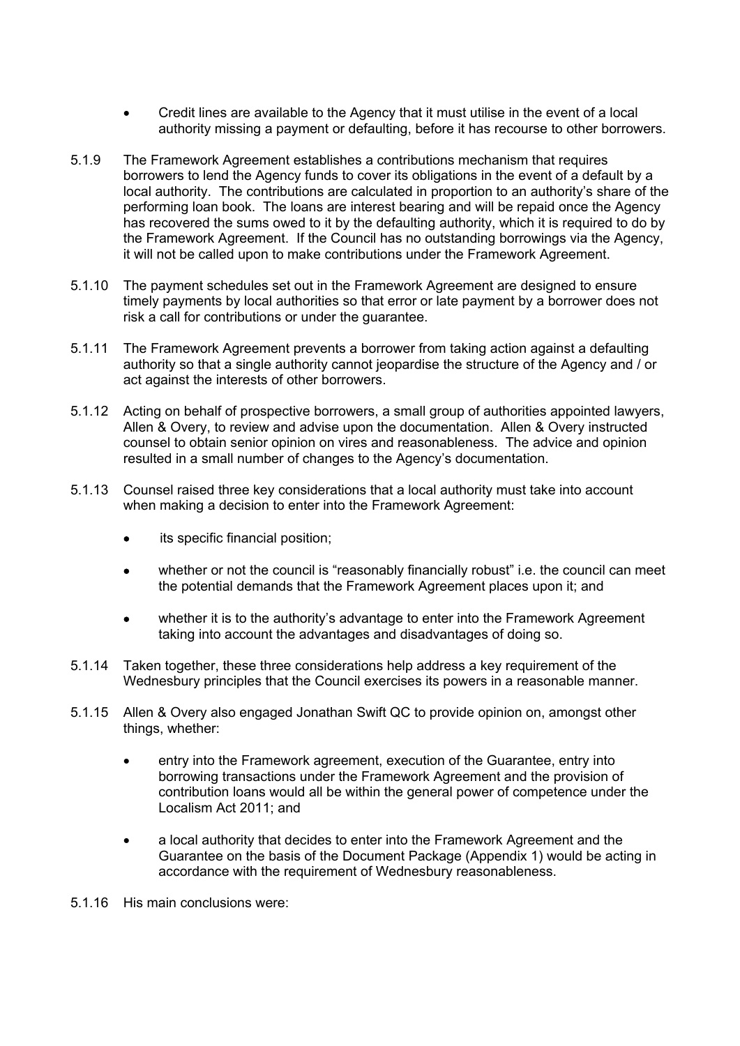- Credit lines are available to the Agency that it must utilise in the event of a local authority missing a payment or defaulting, before it has recourse to other borrowers.

5.1.9 The Framework Agreement establishes a contributions mechanism that requires borrowers to lend the Agency funds to cover its obligations in the event of a default by a local authority. The contributions are calculated in proportion to an authority's share of the performing loan book. The loans are interest bearing and will be repaid once the Agency has recovered the sums owed to it by the defaulting authority, which it is required to do by the Framework Agreement. If the Council has no outstanding borrowings via the Agency, it will not be called upon to make contributions under the Framework Agreement.

5.1.10 The payment schedules set out in the Framework Agreement are designed to ensure timely payments by local authorities so that error or late payment by a borrower does not risk a call for contributions or under the guarantee.

5.1.11 The Framework Agreement prevents a borrower from taking action against a defaulting authority so that a single authority cannot jeopardise the structure of the Agency and / or act against the interests of other borrowers.

5.1.12 Acting on behalf of prospective borrowers, a small group of authorities appointed lawyers, Allen & Overy, to review and advise upon the documentation. Allen & Overy instructed counsel to obtain senior opinion on vires and reasonableness. The advice and opinion resulted in a small number of changes to the Agency's documentation.

5.1.13 Counsel raised three key considerations that a local authority must take into account when making a decision to enter into the Framework Agreement:

- its specific financial position;
- whether or not the council is "reasonably financially robust" i.e. the council can meet the potential demands that the Framework Agreement places upon it; and
- whether it is to the authority's advantage to enter into the Framework Agreement taking into account the advantages and disadvantages of doing so.

5.1.14 Taken together, these three considerations help address a key requirement of the Wednesbury principles that the Council exercises its powers in a reasonable manner.

5.1.15 Allen & Overy also engaged Jonathan Swift QC to provide opinion on, amongst other things, whether:

- entry into the Framework agreement, execution of the Guarantee, entry into borrowing transactions under the Framework Agreement and the provision of contribution loans would all be within the general power of competence under the Localism Act 2011; and
- a local authority that decides to enter into the Framework Agreement and the Guarantee on the basis of the Document Package (Appendix 1) would be acting in accordance with the requirement of Wednesbury reasonableness.

5.1.16 His main conclusions were: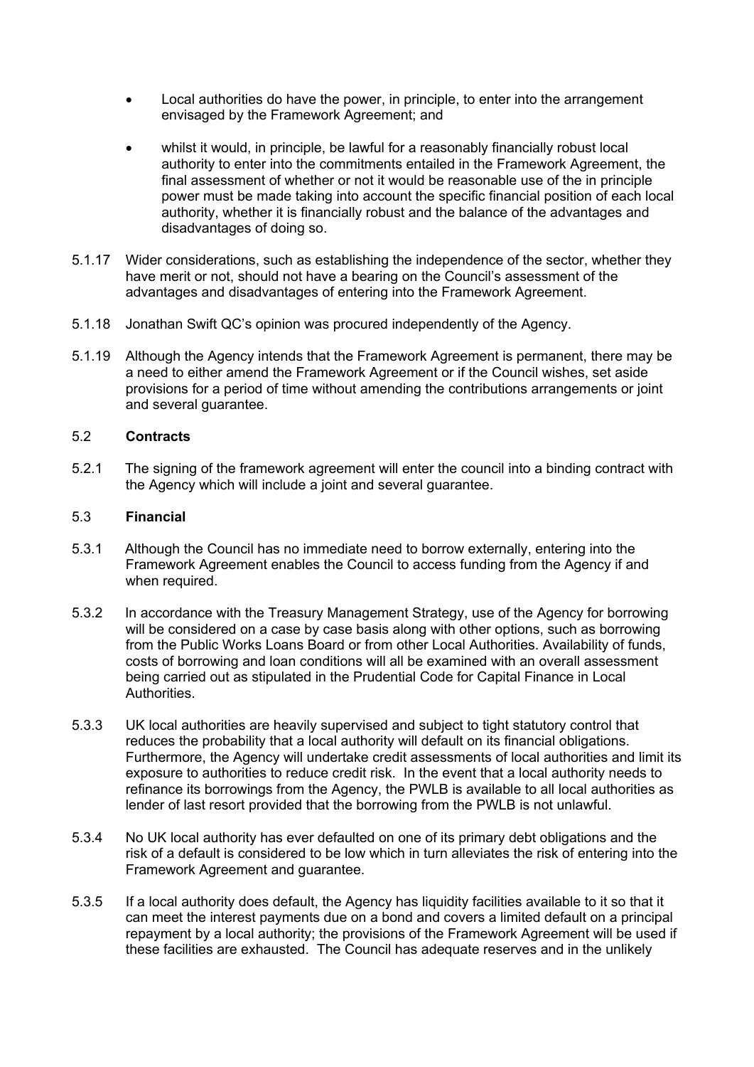- Local authorities do have the power, in principle, to enter into the arrangement envisaged by the Framework Agreement; and

- whilst it would, in principle, be lawful for a reasonably financially robust local authority to enter into the commitments entailed in the Framework Agreement, the final assessment of whether or not it would be reasonable use of the in principle power must be made taking into account the specific financial position of each local authority, whether it is financially robust and the balance of the advantages and disadvantages of doing so.

5.1.17 Wider considerations, such as establishing the independence of the sector, whether they have merit or not, should not have a bearing on the Council's assessment of the advantages and disadvantages of entering into the Framework Agreement.

5.1.18 Jonathan Swift QC's opinion was procured independently of the Agency.

5.1.19 Although the Agency intends that the Framework Agreement is permanent, there may be a need to either amend the Framework Agreement or if the Council wishes, set aside provisions for a period of time without amending the contributions arrangements or joint and several guarantee.

## 5.2 Contracts

5.2.1 The signing of the framework agreement will enter the council into a binding contract with the Agency which will include a joint and several guarantee.

## 5.3 Financial

5.3.1 Although the Council has no immediate need to borrow externally, entering into the Framework Agreement enables the Council to access funding from the Agency if and when required.

5.3.2 In accordance with the Treasury Management Strategy, use of the Agency for borrowing will be considered on a case by case basis along with other options, such as borrowing from the Public Works Loans Board or from other Local Authorities. Availability of funds, costs of borrowing and loan conditions will all be examined with an overall assessment being carried out as stipulated in the Prudential Code for Capital Finance in Local Authorities.

5.3.3 UK local authorities are heavily supervised and subject to tight statutory control that reduces the probability that a local authority will default on its financial obligations. Furthermore, the Agency will undertake credit assessments of local authorities and limit its exposure to authorities to reduce credit risk. In the event that a local authority needs to refinance its borrowings from the Agency, the PWLB is available to all local authorities as lender of last resort provided that the borrowing from the PWLB is not unlawful.

5.3.4 No UK local authority has ever defaulted on one of its primary debt obligations and the risk of a default is considered to be low which in turn alleviates the risk of entering into the Framework Agreement and guarantee.

5.3.5 If a local authority does default, the Agency has liquidity facilities available to it so that it can meet the interest payments due on a bond and covers a limited default on a principal repayment by a local authority; the provisions of the Framework Agreement will be used if these facilities are exhausted. The Council has adequate reserves and in the unlikely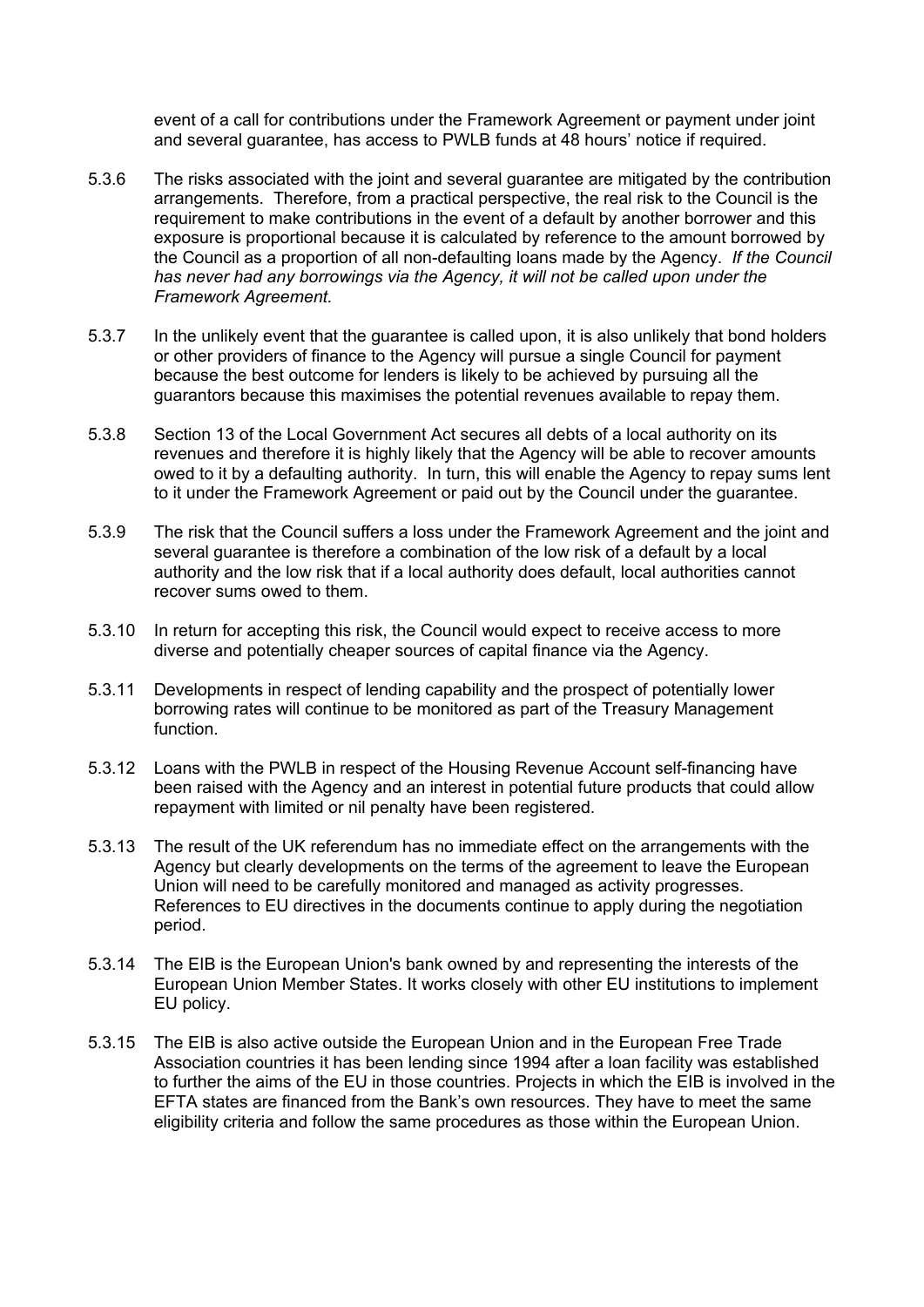event of a call for contributions under the Framework Agreement or payment under joint and several guarantee, has access to PWLB funds at 48 hours' notice if required.

5.3.6 The risks associated with the joint and several guarantee are mitigated by the contribution arrangements. Therefore, from a practical perspective, the real risk to the Council is the requirement to make contributions in the event of a default by another borrower and this exposure is proportional because it is calculated by reference to the amount borrowed by the Council as a proportion of all non-defaulting loans made by the Agency. *If the Council has never had any borrowings via the Agency, it will not be called upon under the Framework Agreement.*

5.3.7 In the unlikely event that the guarantee is called upon, it is also unlikely that bond holders or other providers of finance to the Agency will pursue a single Council for payment because the best outcome for lenders is likely to be achieved by pursuing all the guarantors because this maximises the potential revenues available to repay them.

5.3.8 Section 13 of the Local Government Act secures all debts of a local authority on its revenues and therefore it is highly likely that the Agency will be able to recover amounts owed to it by a defaulting authority. In turn, this will enable the Agency to repay sums lent to it under the Framework Agreement or paid out by the Council under the guarantee.

5.3.9 The risk that the Council suffers a loss under the Framework Agreement and the joint and several guarantee is therefore a combination of the low risk of a default by a local authority and the low risk that if a local authority does default, local authorities cannot recover sums owed to them.

5.3.10 In return for accepting this risk, the Council would expect to receive access to more diverse and potentially cheaper sources of capital finance via the Agency.

5.3.11 Developments in respect of lending capability and the prospect of potentially lower borrowing rates will continue to be monitored as part of the Treasury Management function.

5.3.12 Loans with the PWLB in respect of the Housing Revenue Account self-financing have been raised with the Agency and an interest in potential future products that could allow repayment with limited or nil penalty have been registered.

5.3.13 The result of the UK referendum has no immediate effect on the arrangements with the Agency but clearly developments on the terms of the agreement to leave the European Union will need to be carefully monitored and managed as activity progresses. References to EU directives in the documents continue to apply during the negotiation period.

5.3.14 The EIB is the European Union's bank owned by and representing the interests of the European Union Member States. It works closely with other EU institutions to implement EU policy.

5.3.15 The EIB is also active outside the European Union and in the European Free Trade Association countries it has been lending since 1994 after a loan facility was established to further the aims of the EU in those countries. Projects in which the EIB is involved in the EFTA states are financed from the Bank's own resources. They have to meet the same eligibility criteria and follow the same procedures as those within the European Union.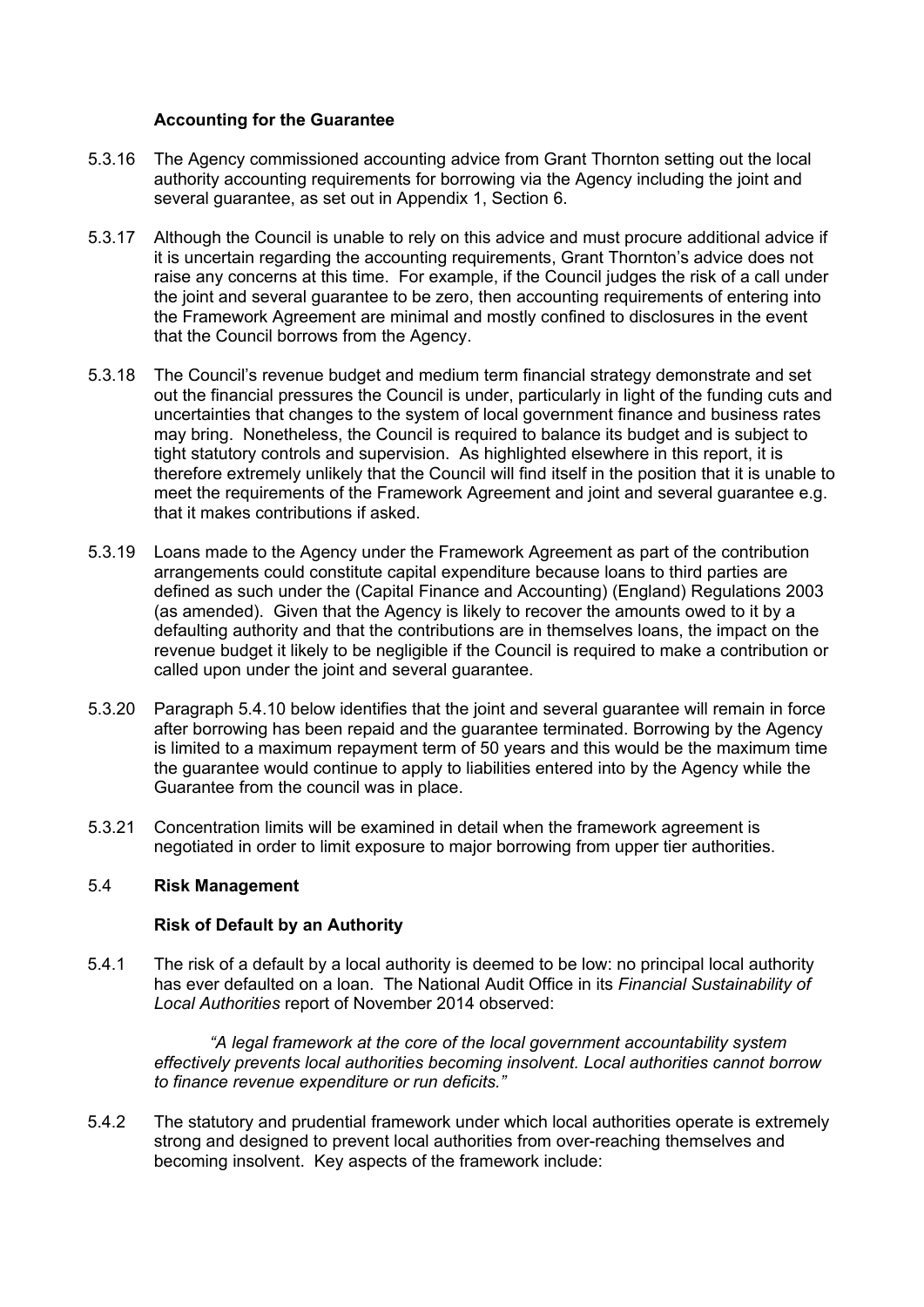**Accounting for the Guarantee**

5.3.16 The Agency commissioned accounting advice from Grant Thornton setting out the local authority accounting requirements for borrowing via the Agency including the joint and several guarantee, as set out in Appendix 1, Section 6.

5.3.17 Although the Council is unable to rely on this advice and must procure additional advice if it is uncertain regarding the accounting requirements, Grant Thornton's advice does not raise any concerns at this time. For example, if the Council judges the risk of a call under the joint and several guarantee to be zero, then accounting requirements of entering into the Framework Agreement are minimal and mostly confined to disclosures in the event that the Council borrows from the Agency.

5.3.18 The Council's revenue budget and medium term financial strategy demonstrate and set out the financial pressures the Council is under, particularly in light of the funding cuts and uncertainties that changes to the system of local government finance and business rates may bring. Nonetheless, the Council is required to balance its budget and is subject to tight statutory controls and supervision. As highlighted elsewhere in this report, it is therefore extremely unlikely that the Council will find itself in the position that it is unable to meet the requirements of the Framework Agreement and joint and several guarantee e.g. that it makes contributions if asked.

5.3.19 Loans made to the Agency under the Framework Agreement as part of the contribution arrangements could constitute capital expenditure because loans to third parties are defined as such under the (Capital Finance and Accounting) (England) Regulations 2003 (as amended). Given that the Agency is likely to recover the amounts owed to it by a defaulting authority and that the contributions are in themselves loans, the impact on the revenue budget it likely to be negligible if the Council is required to make a contribution or called upon under the joint and several guarantee.

5.3.20 Paragraph 5.4.10 below identifies that the joint and several guarantee will remain in force after borrowing has been repaid and the guarantee terminated. Borrowing by the Agency is limited to a maximum repayment term of 50 years and this would be the maximum time the guarantee would continue to apply to liabilities entered into by the Agency while the Guarantee from the council was in place.

5.3.21 Concentration limits will be examined in detail when the framework agreement is negotiated in order to limit exposure to major borrowing from upper tier authorities.

## 5.4 Risk Management

**Risk of Default by an Authority**

5.4.1 The risk of a default by a local authority is deemed to be low: no principal local authority has ever defaulted on a loan. The National Audit Office in its *Financial Sustainability of Local Authorities* report of November 2014 observed:

> *"A legal framework at the core of the local government accountability system effectively prevents local authorities becoming insolvent. Local authorities cannot borrow to finance revenue expenditure or run deficits."*

5.4.2 The statutory and prudential framework under which local authorities operate is extremely strong and designed to prevent local authorities from over-reaching themselves and becoming insolvent. Key aspects of the framework include: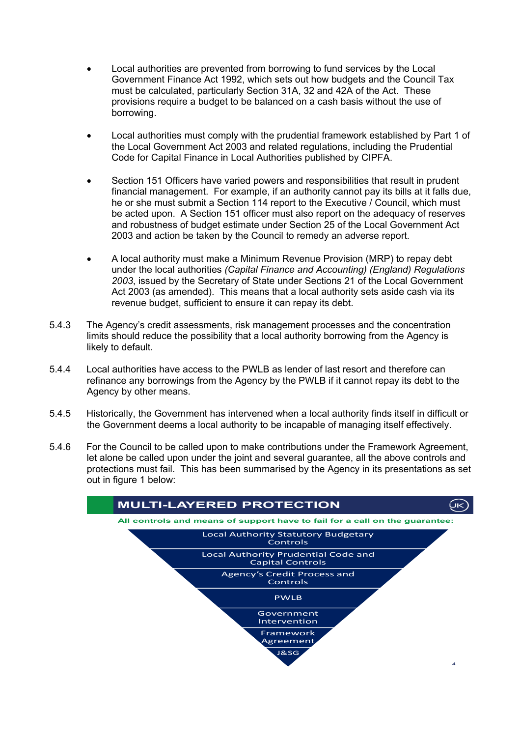- Local authorities are prevented from borrowing to fund services by the Local Government Finance Act 1992, which sets out how budgets and the Council Tax must be calculated, particularly Section 31A, 32 and 42A of the Act. These provisions require a budget to be balanced on a cash basis without the use of borrowing.

- Local authorities must comply with the prudential framework established by Part 1 of the Local Government Act 2003 and related regulations, including the Prudential Code for Capital Finance in Local Authorities published by CIPFA.

- Section 151 Officers have varied powers and responsibilities that result in prudent financial management. For example, if an authority cannot pay its bills at it falls due, he or she must submit a Section 114 report to the Executive / Council, which must be acted upon. A Section 151 officer must also report on the adequacy of reserves and robustness of budget estimate under Section 25 of the Local Government Act 2003 and action be taken by the Council to remedy an adverse report.

- A local authority must make a Minimum Revenue Provision (MRP) to repay debt under the local authorities *(Capital Finance and Accounting) (England) Regulations 2003*, issued by the Secretary of State under Sections 21 of the Local Government Act 2003 (as amended). This means that a local authority sets aside cash via its revenue budget, sufficient to ensure it can repay its debt.

5.4.3 The Agency's credit assessments, risk management processes and the concentration limits should reduce the possibility that a local authority borrowing from the Agency is likely to default.

5.4.4 Local authorities have access to the PWLB as lender of last resort and therefore can refinance any borrowings from the Agency by the PWLB if it cannot repay its debt to the Agency by other means.

5.4.5 Historically, the Government has intervened when a local authority finds itself in difficult or the Government deems a local authority to be incapable of managing itself effectively.

5.4.6 For the Council to be called upon to make contributions under the Framework Agreement, let alone be called upon under the joint and several guarantee, all the above controls and protections must fail. This has been summarised by the Agency in its presentations as set out in figure 1 below:

**MULTI-LAYERED PROTECTION**

**All controls and means of support have to fail for a call on the guarantee:**

- Local Authority Statutory Budgetary Controls
- Local Authority Prudential Code and Capital Controls
- Agency's Credit Process and Controls
- PWLB
- Government Intervention
- Framework Agreement
- J&SG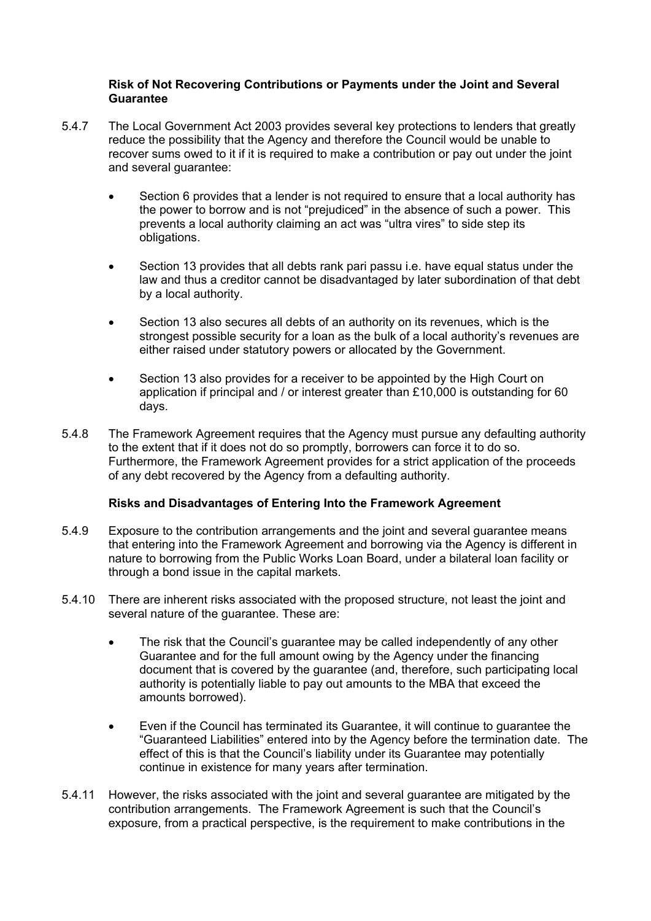**Risk of Not Recovering Contributions or Payments under the Joint and Several Guarantee**

5.4.7 The Local Government Act 2003 provides several key protections to lenders that greatly reduce the possibility that the Agency and therefore the Council would be unable to recover sums owed to it if it is required to make a contribution or pay out under the joint and several guarantee:

- Section 6 provides that a lender is not required to ensure that a local authority has the power to borrow and is not "prejudiced" in the absence of such a power. This prevents a local authority claiming an act was "ultra vires" to side step its obligations.

- Section 13 provides that all debts rank pari passu i.e. have equal status under the law and thus a creditor cannot be disadvantaged by later subordination of that debt by a local authority.

- Section 13 also secures all debts of an authority on its revenues, which is the strongest possible security for a loan as the bulk of a local authority's revenues are either raised under statutory powers or allocated by the Government.

- Section 13 also provides for a receiver to be appointed by the High Court on application if principal and / or interest greater than £10,000 is outstanding for 60 days.

5.4.8 The Framework Agreement requires that the Agency must pursue any defaulting authority to the extent that if it does not do so promptly, borrowers can force it to do so. Furthermore, the Framework Agreement provides for a strict application of the proceeds of any debt recovered by the Agency from a defaulting authority.

**Risks and Disadvantages of Entering Into the Framework Agreement**

5.4.9 Exposure to the contribution arrangements and the joint and several guarantee means that entering into the Framework Agreement and borrowing via the Agency is different in nature to borrowing from the Public Works Loan Board, under a bilateral loan facility or through a bond issue in the capital markets.

5.4.10 There are inherent risks associated with the proposed structure, not least the joint and several nature of the guarantee. These are:

- The risk that the Council's guarantee may be called independently of any other Guarantee and for the full amount owing by the Agency under the financing document that is covered by the guarantee (and, therefore, such participating local authority is potentially liable to pay out amounts to the MBA that exceed the amounts borrowed).

- Even if the Council has terminated its Guarantee, it will continue to guarantee the "Guaranteed Liabilities" entered into by the Agency before the termination date. The effect of this is that the Council's liability under its Guarantee may potentially continue in existence for many years after termination.

5.4.11 However, the risks associated with the joint and several guarantee are mitigated by the contribution arrangements. The Framework Agreement is such that the Council's exposure, from a practical perspective, is the requirement to make contributions in the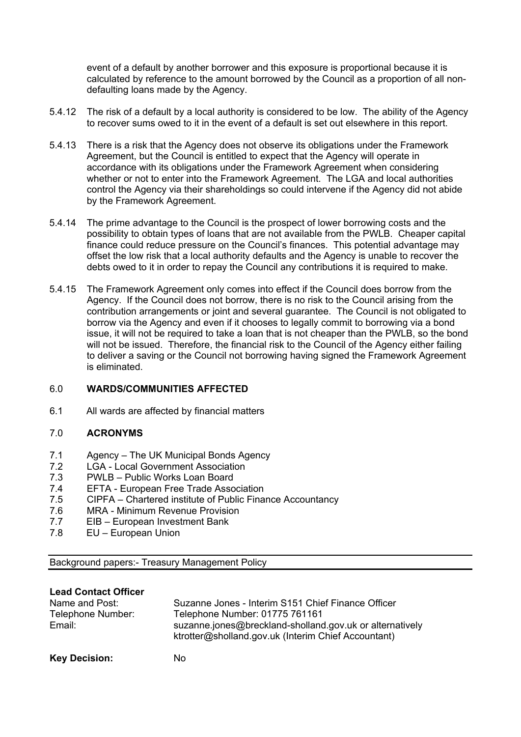event of a default by another borrower and this exposure is proportional because it is calculated by reference to the amount borrowed by the Council as a proportion of all non-defaulting loans made by the Agency.

5.4.12 The risk of a default by a local authority is considered to be low. The ability of the Agency to recover sums owed to it in the event of a default is set out elsewhere in this report.

5.4.13 There is a risk that the Agency does not observe its obligations under the Framework Agreement, but the Council is entitled to expect that the Agency will operate in accordance with its obligations under the Framework Agreement when considering whether or not to enter into the Framework Agreement. The LGA and local authorities control the Agency via their shareholdings so could intervene if the Agency did not abide by the Framework Agreement.

5.4.14 The prime advantage to the Council is the prospect of lower borrowing costs and the possibility to obtain types of loans that are not available from the PWLB. Cheaper capital finance could reduce pressure on the Council's finances. This potential advantage may offset the low risk that a local authority defaults and the Agency is unable to recover the debts owed to it in order to repay the Council any contributions it is required to make.

5.4.15 The Framework Agreement only comes into effect if the Council does borrow from the Agency. If the Council does not borrow, there is no risk to the Council arising from the contribution arrangements or joint and several guarantee. The Council is not obligated to borrow via the Agency and even if it chooses to legally commit to borrowing via a bond issue, it will not be required to take a loan that is not cheaper than the PWLB, so the bond will not be issued. Therefore, the financial risk to the Council of the Agency either failing to deliver a saving or the Council not borrowing having signed the Framework Agreement is eliminated.

## 6.0 WARDS/COMMUNITIES AFFECTED

6.1 All wards are affected by financial matters

## 7.0 ACRONYMS

7.1 Agency – The UK Municipal Bonds Agency
7.2 LGA - Local Government Association
7.3 PWLB – Public Works Loan Board
7.4 EFTA - European Free Trade Association
7.5 CIPFA – Chartered institute of Public Finance Accountancy
7.6 MRA - Minimum Revenue Provision
7.7 EIB – European Investment Bank
7.8 EU – European Union

Background papers:- Treasury Management Policy

**Lead Contact Officer**

| | |
|---|---|
| Name and Post: | Suzanne Jones - Interim S151 Chief Finance Officer |
| Telephone Number: | Telephone Number: 01775 761161 |
| Email: | suzanne.jones@breckland-sholland.gov.uk or alternatively ktrotter@sholland.gov.uk (Interim Chief Accountant) |

**Key Decision:** No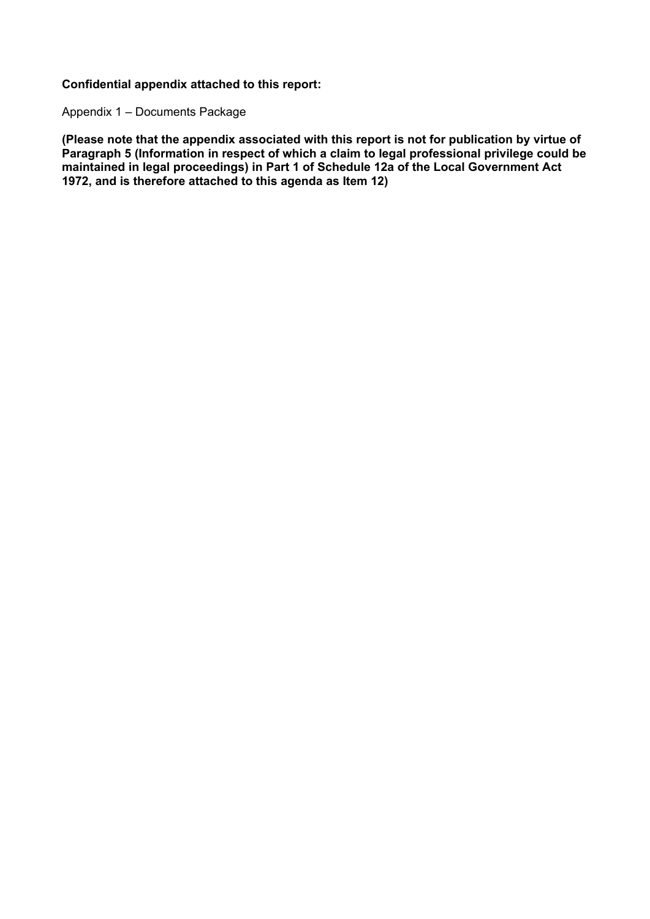**Confidential appendix attached to this report:**

Appendix 1 – Documents Package

**(Please note that the appendix associated with this report is not for publication by virtue of Paragraph 5 (Information in respect of which a claim to legal professional privilege could be maintained in legal proceedings) in Part 1 of Schedule 12a of the Local Government Act 1972, and is therefore attached to this agenda as Item 12)**